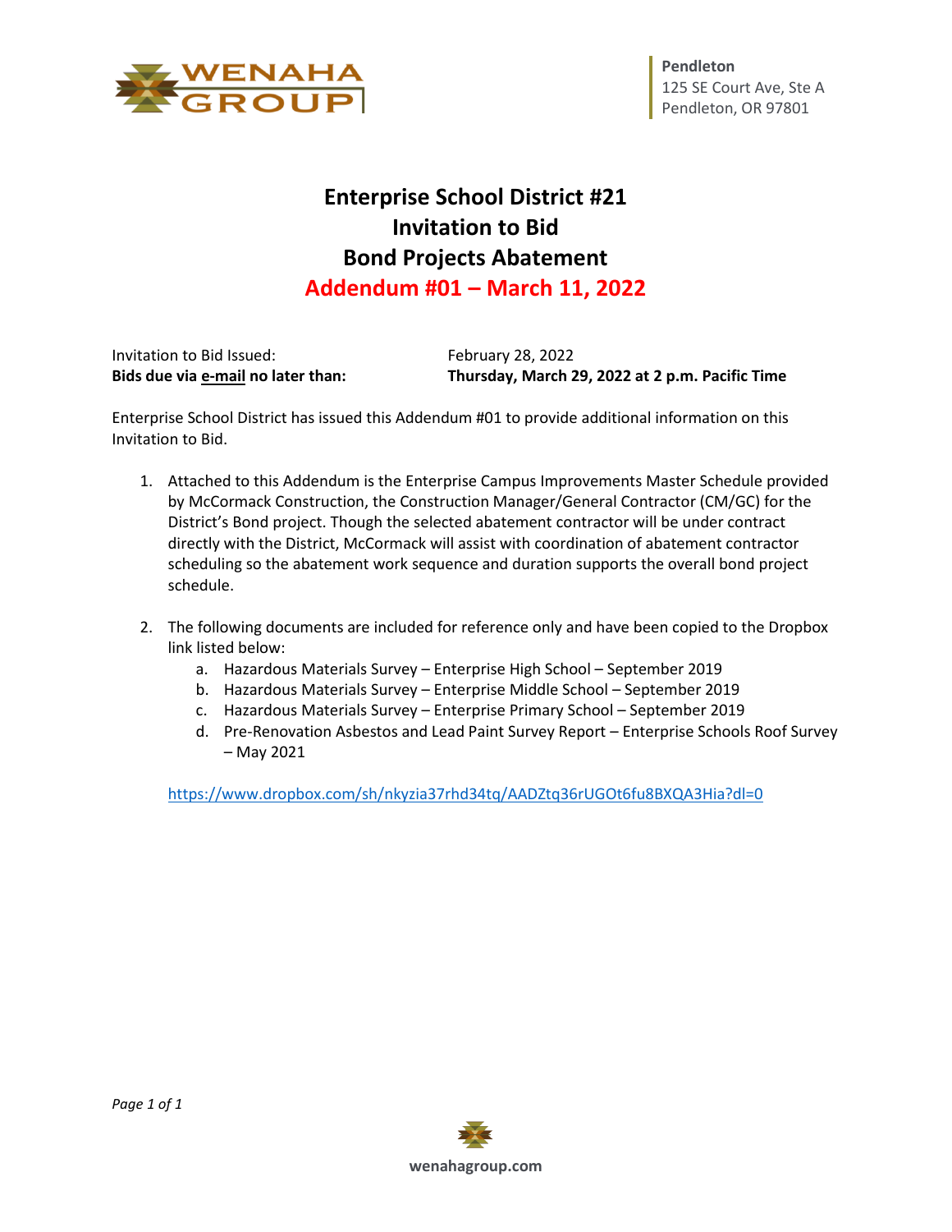**Pendleton**
125 SE Court Ave, Ste A
Pendleton, OR 97801

# Enterprise School District #21
# Invitation to Bid
# Bond Projects Abatement
# Addendum #01 – March 11, 2022

| | |
|---|---|
| Invitation to Bid Issued: | February 28, 2022 |
| **Bids due via e-mail no later than:** | **Thursday, March 29, 2022 at 2 p.m. Pacific Time** |

Enterprise School District has issued this Addendum #01 to provide additional information on this Invitation to Bid.

1. Attached to this Addendum is the Enterprise Campus Improvements Master Schedule provided by McCormack Construction, the Construction Manager/General Contractor (CM/GC) for the District's Bond project. Though the selected abatement contractor will be under contract directly with the District, McCormack will assist with coordination of abatement contractor scheduling so the abatement work sequence and duration supports the overall bond project schedule.

2. The following documents are included for reference only and have been copied to the Dropbox link listed below:
   a. Hazardous Materials Survey – Enterprise High School – September 2019
   b. Hazardous Materials Survey – Enterprise Middle School – September 2019
   c. Hazardous Materials Survey – Enterprise Primary School – September 2019
   d. Pre-Renovation Asbestos and Lead Paint Survey Report – Enterprise Schools Roof Survey – May 2021

   https://www.dropbox.com/sh/nkyzia37rhd34tq/AADZtq36rUGOt6fu8BXQA3Hia?dl=0

wenahagroup.com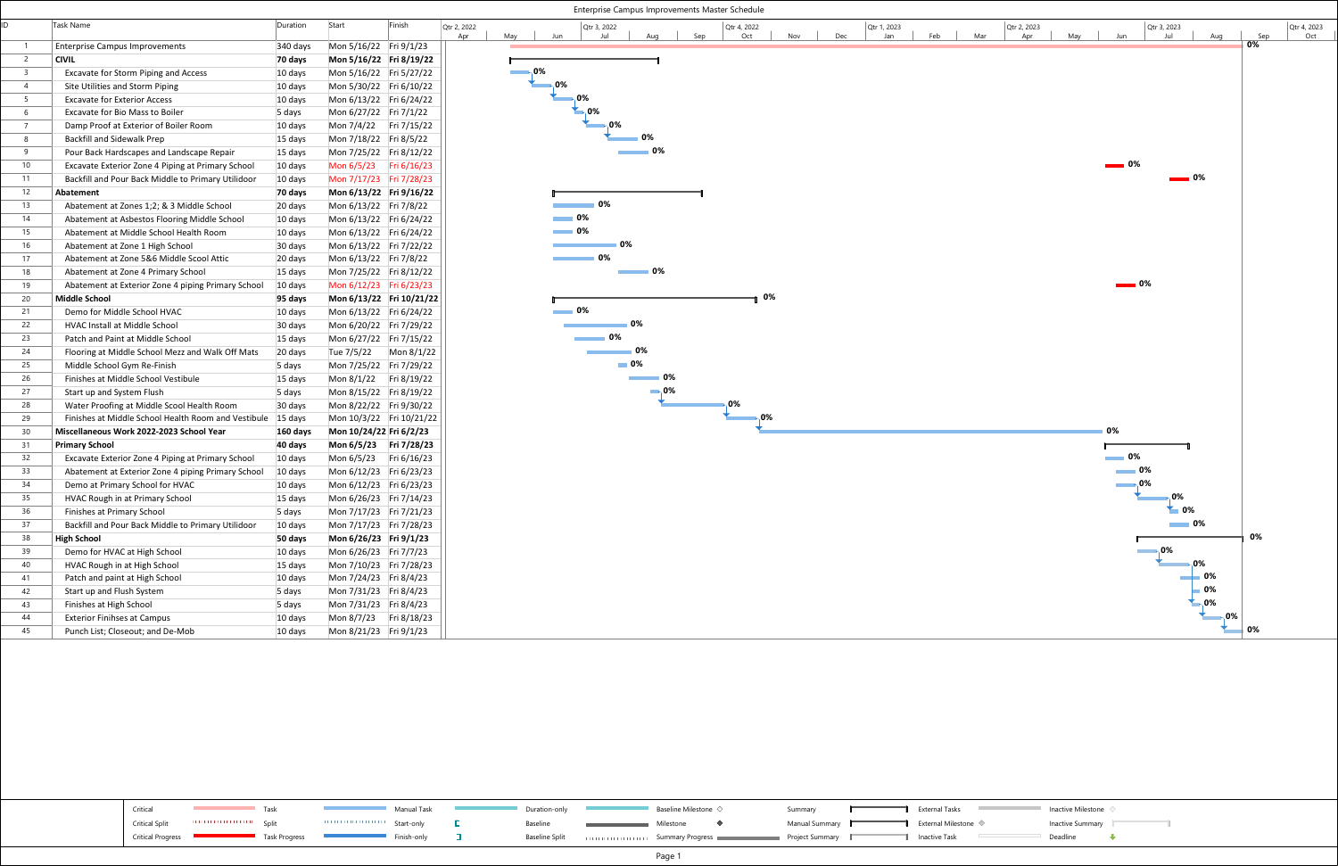# Enterprise Campus Improvements Master Schedule

| ID | Task Name | Duration | Start | Finish |
|---|---|---|---|---|
| 1 | Enterprise Campus Improvements | 340 days | Mon 5/16/22 | Fri 9/1/23 |
| 2 | **CIVIL** | **70 days** | **Mon 5/16/22** | **Fri 8/19/22** |
| 3 | Excavate for Storm Piping and Access | 10 days | Mon 5/16/22 | Fri 5/27/22 |
| 4 | Site Utilities and Storm Piping | 10 days | Mon 5/30/22 | Fri 6/10/22 |
| 5 | Excavate for Exterior Access | 10 days | Mon 6/13/22 | Fri 6/24/22 |
| 6 | Excavate for Bio Mass to Boiler | 5 days | Mon 6/27/22 | Fri 7/1/22 |
| 7 | Damp Proof at Exterior of Boiler Room | 10 days | Mon 7/4/22 | Fri 7/15/22 |
| 8 | Backfill and Sidewalk Prep | 15 days | Mon 7/18/22 | Fri 8/5/22 |
| 9 | Pour Back Hardscapes and Landscape Repair | 15 days | Mon 7/25/22 | Fri 8/12/22 |
| 10 | Excavate Exterior Zone 4 Piping at Primary School | 10 days | Mon 6/5/23 | Fri 6/16/23 |
| 11 | Backfill and Pour Back Middle to Primary Utilidoor | 10 days | Mon 7/17/23 | Fri 7/28/23 |
| 12 | **Abatement** | **70 days** | **Mon 6/13/22** | **Fri 9/16/22** |
| 13 | Abatement at Zones 1;2; & 3 Middle School | 20 days | Mon 6/13/22 | Fri 7/8/22 |
| 14 | Abatement at Asbestos Flooring Middle School | 10 days | Mon 6/13/22 | Fri 6/24/22 |
| 15 | Abatement at Middle School Health Room | 10 days | Mon 6/13/22 | Fri 6/24/22 |
| 16 | Abatement at Zone 1 High School | 30 days | Mon 6/13/22 | Fri 7/22/22 |
| 17 | Abatement at Zone 5&6 Middle Scool Attic | 20 days | Mon 6/13/22 | Fri 7/8/22 |
| 18 | Abatement at Zone 4 Primary School | 15 days | Mon 7/25/22 | Fri 8/12/22 |
| 19 | Abatement at Exterior Zone 4 piping Primary School | 10 days | Mon 6/12/23 | Fri 6/23/23 |
| 20 | **Middle School** | **95 days** | **Mon 6/13/22** | **Fri 10/21/22** |
| 21 | Demo for Middle School HVAC | 10 days | Mon 6/13/22 | Fri 6/24/22 |
| 22 | HVAC Install at Middle School | 30 days | Mon 6/20/22 | Fri 7/29/22 |
| 23 | Patch and Paint at Middle School | 15 days | Mon 6/27/22 | Fri 7/15/22 |
| 24 | Flooring at Middle School Mezz and Walk Off Mats | 20 days | Tue 7/5/22 | Mon 8/1/22 |
| 25 | Middle School Gym Re-Finish | 5 days | Mon 7/25/22 | Fri 7/29/22 |
| 26 | Finishes at Middle School Vestibule | 15 days | Mon 8/1/22 | Fri 8/19/22 |
| 27 | Start up and System Flush | 5 days | Mon 8/15/22 | Fri 8/19/22 |
| 28 | Water Proofing at Middle Scool Health Room | 30 days | Mon 8/22/22 | Fri 9/30/22 |
| 29 | Finishes at Middle School Health Room and Vestibule | 15 days | Mon 10/3/22 | Fri 10/21/22 |
| 30 | **Miscellaneous Work 2022-2023 School Year** | **160 days** | **Mon 10/24/22** | **Fri 6/2/23** |
| 31 | **Primary School** | **40 days** | **Mon 6/5/23** | **Fri 7/28/23** |
| 32 | Excavate Exterior Zone 4 Piping at Primary School | 10 days | Mon 6/5/23 | Fri 6/16/23 |
| 33 | Abatement at Exterior Zone 4 piping Primary School | 10 days | Mon 6/12/23 | Fri 6/23/23 |
| 34 | Demo at Primary School for HVAC | 10 days | Mon 6/12/23 | Fri 6/23/23 |
| 35 | HVAC Rough in at Primary School | 15 days | Mon 6/26/23 | Fri 7/14/23 |
| 36 | Finishes at Primary School | 5 days | Mon 7/17/23 | Fri 7/21/23 |
| 37 | Backfill and Pour Back Middle to Primary Utilidoor | 10 days | Mon 7/17/23 | Fri 7/28/23 |
| 38 | **High School** | **50 days** | **Mon 6/26/23** | **Fri 9/1/23** |
| 39 | Demo for HVAC at High School | 10 days | Mon 6/26/23 | Fri 7/7/23 |
| 40 | HVAC Rough in at High School | 15 days | Mon 7/10/23 | Fri 7/28/23 |
| 41 | Patch and paint at High School | 10 days | Mon 7/24/23 | Fri 8/4/23 |
| 42 | Start up and Flush System | 5 days | Mon 7/31/23 | Fri 8/4/23 |
| 43 | Finishes at High School | 5 days | Mon 7/31/23 | Fri 8/4/23 |
| 44 | Exterior Finihses at Campus | 10 days | Mon 8/7/23 | Fri 8/18/23 |
| 45 | Punch List; Closeout; and De-Mob | 10 days | Mon 8/21/23 | Fri 9/1/23 |

Qtr 2, 2022 Apr May Jun | Qtr 3, 2022 Jul Aug Sep | Qtr 4, 2022 Oct Nov Dec | Qtr 1, 2023 Jan Feb Mar | Qtr 2, 2023 Apr May Jun | Qtr 3, 2023 Jul Aug Sep | Qtr 4, 2023 Oct

0%

Critical
Critical Split
Critical Progress
Task
Split
Task Progress
Manual Task
Start-only
Finish-only
Duration-only
Baseline
Baseline Split
Baseline Milestone
Milestone
Summary Progress
Summary
Manual Summary
Project Summary
External Tasks
External Milestone
Inactive Task
Inactive Milestone
Inactive Summary
Deadline